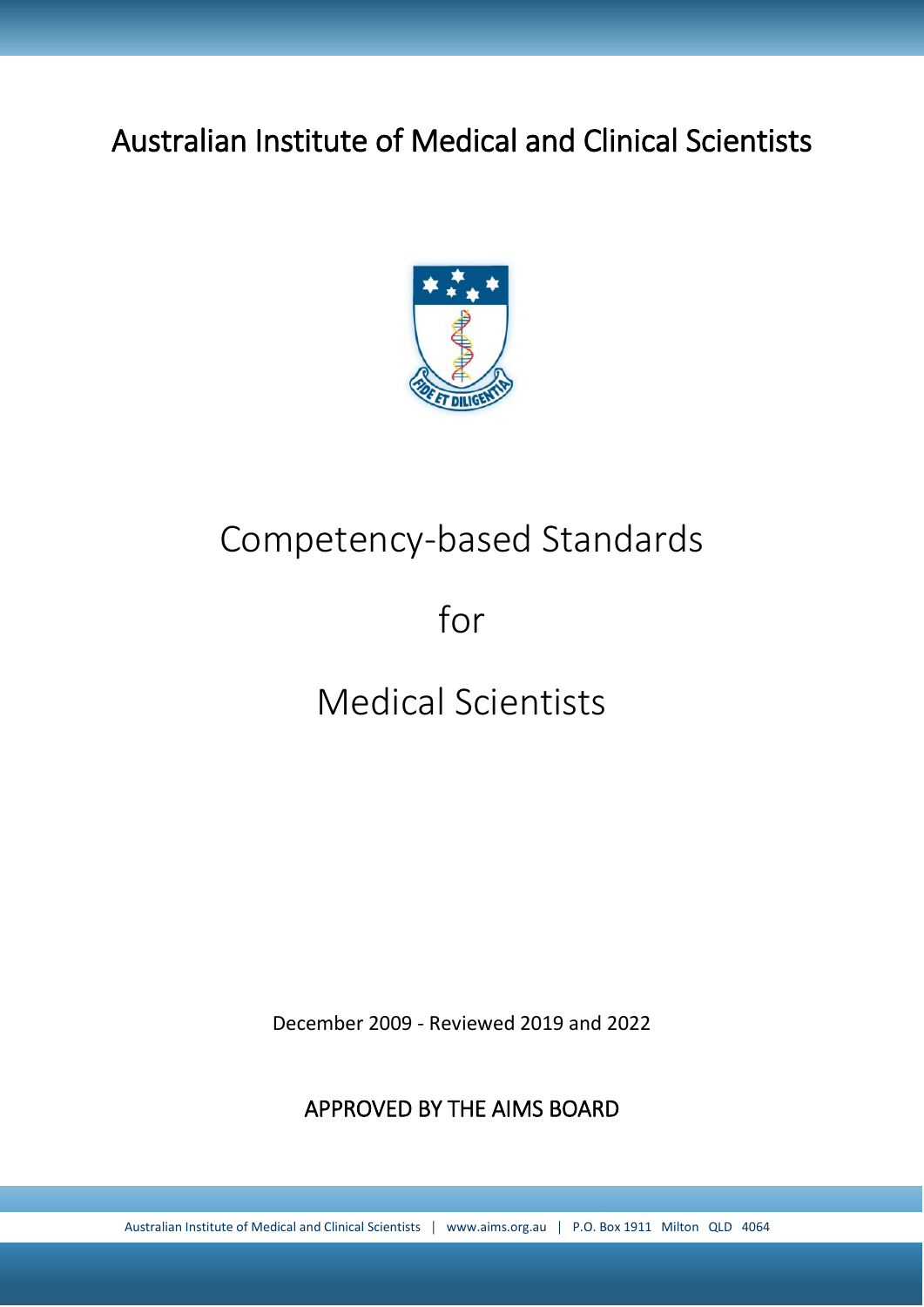# Australian Institute of Medical and Clinical Scientists

# Competency-based Standards

# for

# Medical Scientists

December 2009 - Reviewed 2019 and 2022

APPROVED BY THE AIMS BOARD

Australian Institute of Medical and Clinical Scientists | www.aims.org.au | P.O. Box 1911 Milton QLD 4064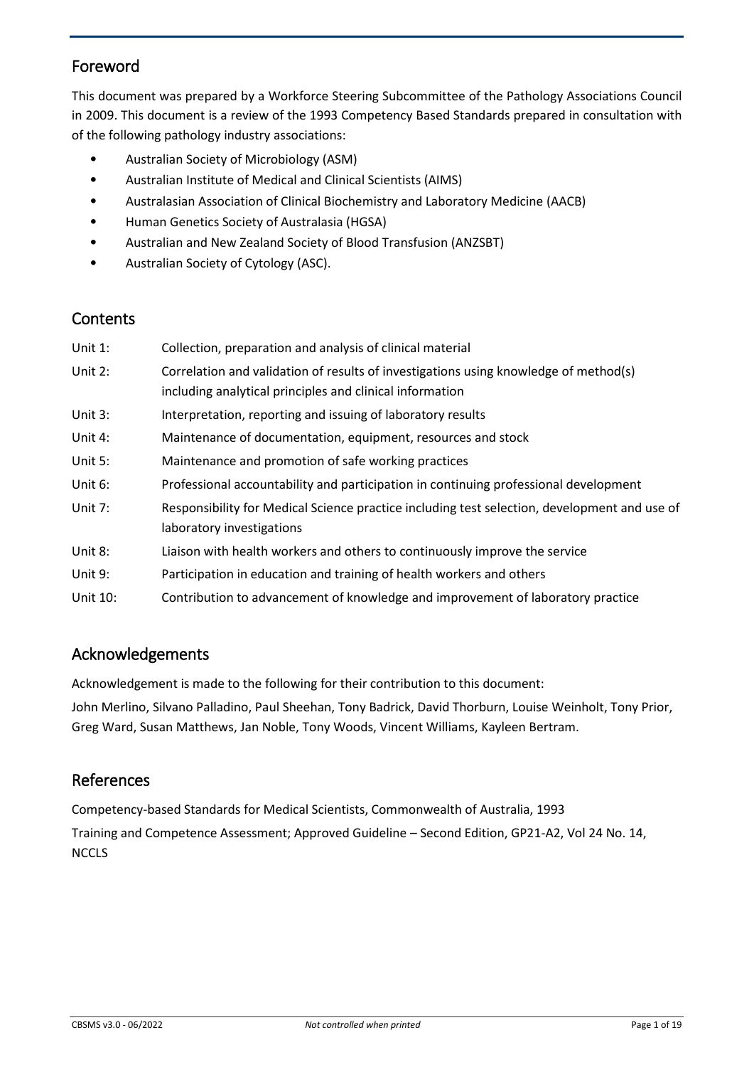## Foreword

This document was prepared by a Workforce Steering Subcommittee of the Pathology Associations Council in 2009. This document is a review of the 1993 Competency Based Standards prepared in consultation with of the following pathology industry associations:

- Australian Society of Microbiology (ASM)
- Australian Institute of Medical and Clinical Scientists (AIMS)
- Australasian Association of Clinical Biochemistry and Laboratory Medicine (AACB)
- Human Genetics Society of Australasia (HGSA)
- Australian and New Zealand Society of Blood Transfusion (ANZSBT)
- Australian Society of Cytology (ASC).

## Contents

| | |
|---|---|
| Unit 1: | Collection, preparation and analysis of clinical material |
| Unit 2: | Correlation and validation of results of investigations using knowledge of method(s) including analytical principles and clinical information |
| Unit 3: | Interpretation, reporting and issuing of laboratory results |
| Unit 4: | Maintenance of documentation, equipment, resources and stock |
| Unit 5: | Maintenance and promotion of safe working practices |
| Unit 6: | Professional accountability and participation in continuing professional development |
| Unit 7: | Responsibility for Medical Science practice including test selection, development and use of laboratory investigations |
| Unit 8: | Liaison with health workers and others to continuously improve the service |
| Unit 9: | Participation in education and training of health workers and others |
| Unit 10: | Contribution to advancement of knowledge and improvement of laboratory practice |

## Acknowledgements

Acknowledgement is made to the following for their contribution to this document:

John Merlino, Silvano Palladino, Paul Sheehan, Tony Badrick, David Thorburn, Louise Weinholt, Tony Prior, Greg Ward, Susan Matthews, Jan Noble, Tony Woods, Vincent Williams, Kayleen Bertram.

## References

Competency-based Standards for Medical Scientists, Commonwealth of Australia, 1993

Training and Competence Assessment; Approved Guideline – Second Edition, GP21-A2, Vol 24 No. 14, NCCLS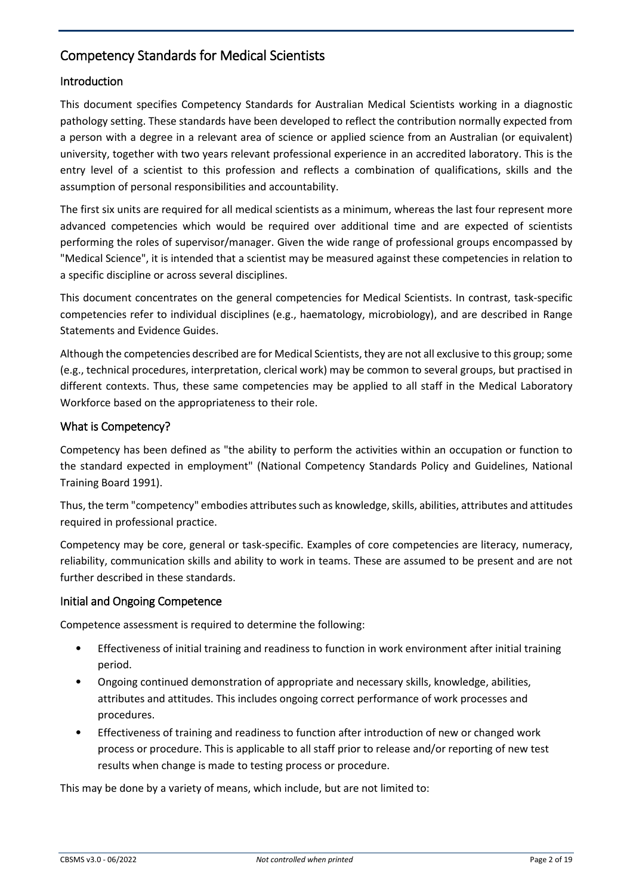# Competency Standards for Medical Scientists

## Introduction

This document specifies Competency Standards for Australian Medical Scientists working in a diagnostic pathology setting. These standards have been developed to reflect the contribution normally expected from a person with a degree in a relevant area of science or applied science from an Australian (or equivalent) university, together with two years relevant professional experience in an accredited laboratory. This is the entry level of a scientist to this profession and reflects a combination of qualifications, skills and the assumption of personal responsibilities and accountability.

The first six units are required for all medical scientists as a minimum, whereas the last four represent more advanced competencies which would be required over additional time and are expected of scientists performing the roles of supervisor/manager. Given the wide range of professional groups encompassed by "Medical Science", it is intended that a scientist may be measured against these competencies in relation to a specific discipline or across several disciplines.

This document concentrates on the general competencies for Medical Scientists. In contrast, task-specific competencies refer to individual disciplines (e.g., haematology, microbiology), and are described in Range Statements and Evidence Guides.

Although the competencies described are for Medical Scientists, they are not all exclusive to this group; some (e.g., technical procedures, interpretation, clerical work) may be common to several groups, but practised in different contexts. Thus, these same competencies may be applied to all staff in the Medical Laboratory Workforce based on the appropriateness to their role.

## What is Competency?

Competency has been defined as "the ability to perform the activities within an occupation or function to the standard expected in employment" (National Competency Standards Policy and Guidelines, National Training Board 1991).

Thus, the term "competency" embodies attributes such as knowledge, skills, abilities, attributes and attitudes required in professional practice.

Competency may be core, general or task-specific. Examples of core competencies are literacy, numeracy, reliability, communication skills and ability to work in teams. These are assumed to be present and are not further described in these standards.

## Initial and Ongoing Competence

Competence assessment is required to determine the following:

- Effectiveness of initial training and readiness to function in work environment after initial training period.
- Ongoing continued demonstration of appropriate and necessary skills, knowledge, abilities, attributes and attitudes. This includes ongoing correct performance of work processes and procedures.
- Effectiveness of training and readiness to function after introduction of new or changed work process or procedure. This is applicable to all staff prior to release and/or reporting of new test results when change is made to testing process or procedure.

This may be done by a variety of means, which include, but are not limited to: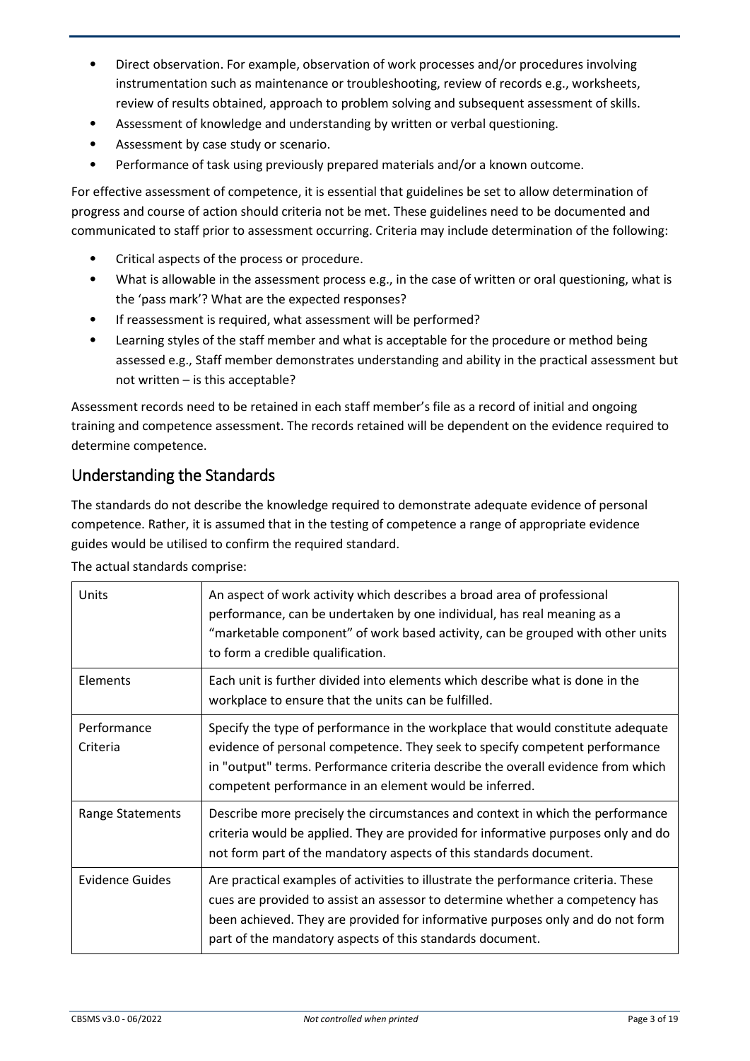- Direct observation. For example, observation of work processes and/or procedures involving instrumentation such as maintenance or troubleshooting, review of records e.g., worksheets, review of results obtained, approach to problem solving and subsequent assessment of skills.
- Assessment of knowledge and understanding by written or verbal questioning.
- Assessment by case study or scenario.
- Performance of task using previously prepared materials and/or a known outcome.

For effective assessment of competence, it is essential that guidelines be set to allow determination of progress and course of action should criteria not be met. These guidelines need to be documented and communicated to staff prior to assessment occurring. Criteria may include determination of the following:

- Critical aspects of the process or procedure.
- What is allowable in the assessment process e.g., in the case of written or oral questioning, what is the 'pass mark'? What are the expected responses?
- If reassessment is required, what assessment will be performed?
- Learning styles of the staff member and what is acceptable for the procedure or method being assessed e.g., Staff member demonstrates understanding and ability in the practical assessment but not written – is this acceptable?

Assessment records need to be retained in each staff member's file as a record of initial and ongoing training and competence assessment. The records retained will be dependent on the evidence required to determine competence.

## Understanding the Standards

The standards do not describe the knowledge required to demonstrate adequate evidence of personal competence. Rather, it is assumed that in the testing of competence a range of appropriate evidence guides would be utilised to confirm the required standard.

The actual standards comprise:

| | |
|---|---|
| Units | An aspect of work activity which describes a broad area of professional performance, can be undertaken by one individual, has real meaning as a "marketable component" of work based activity, can be grouped with other units to form a credible qualification. |
| Elements | Each unit is further divided into elements which describe what is done in the workplace to ensure that the units can be fulfilled. |
| Performance Criteria | Specify the type of performance in the workplace that would constitute adequate evidence of personal competence. They seek to specify competent performance in "output" terms. Performance criteria describe the overall evidence from which competent performance in an element would be inferred. |
| Range Statements | Describe more precisely the circumstances and context in which the performance criteria would be applied. They are provided for informative purposes only and do not form part of the mandatory aspects of this standards document. |
| Evidence Guides | Are practical examples of activities to illustrate the performance criteria. These cues are provided to assist an assessor to determine whether a competency has been achieved. They are provided for informative purposes only and do not form part of the mandatory aspects of this standards document. |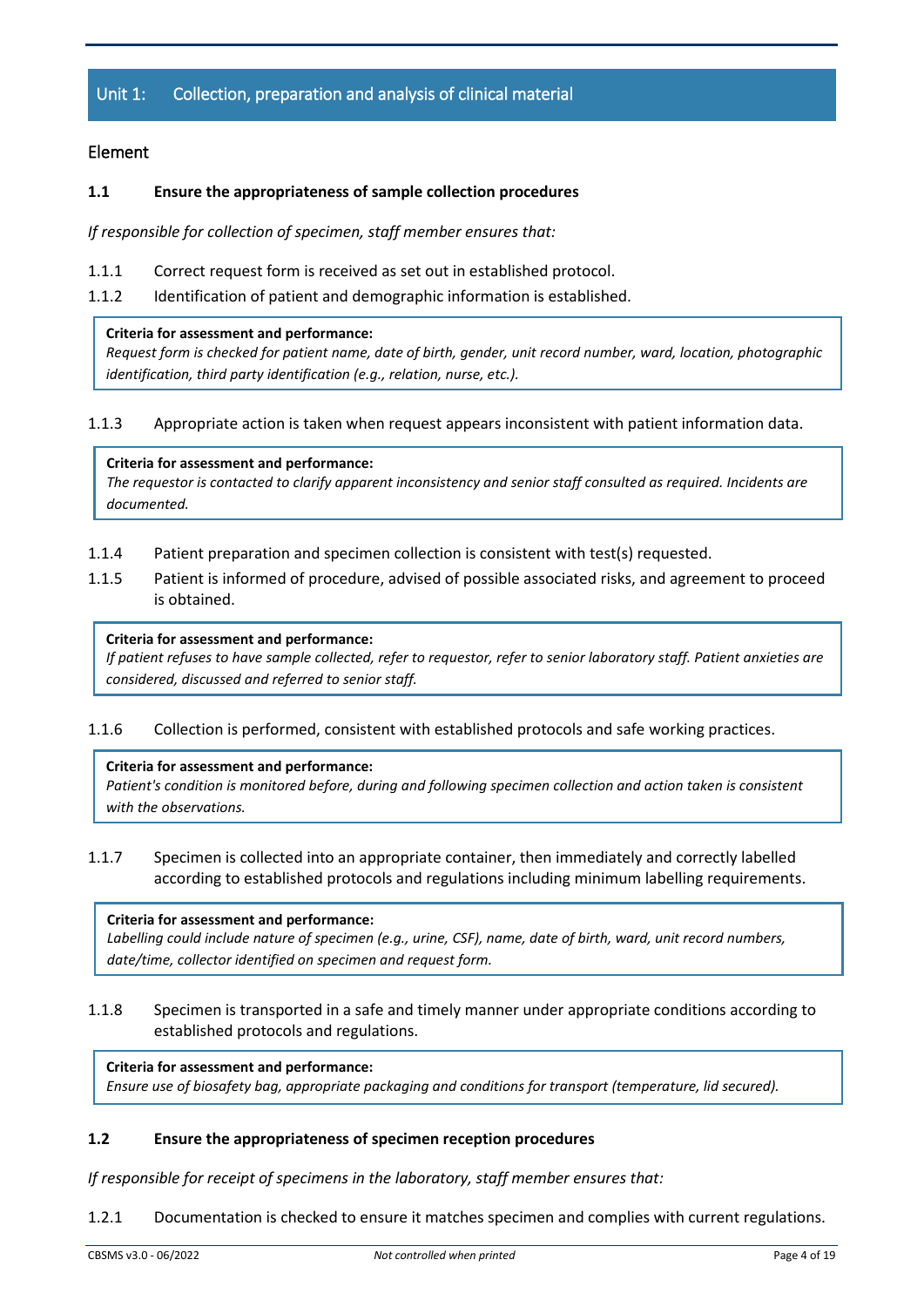## Unit 1: Collection, preparation and analysis of clinical material

### Element

**1.1 Ensure the appropriateness of sample collection procedures**

*If responsible for collection of specimen, staff member ensures that:*

1.1.1 Correct request form is received as set out in established protocol.

1.1.2 Identification of patient and demographic information is established.

> **Criteria for assessment and performance:**
> *Request form is checked for patient name, date of birth, gender, unit record number, ward, location, photographic identification, third party identification (e.g., relation, nurse, etc.).*

1.1.3 Appropriate action is taken when request appears inconsistent with patient information data.

> **Criteria for assessment and performance:**
> *The requestor is contacted to clarify apparent inconsistency and senior staff consulted as required. Incidents are documented.*

1.1.4 Patient preparation and specimen collection is consistent with test(s) requested.

1.1.5 Patient is informed of procedure, advised of possible associated risks, and agreement to proceed is obtained.

> **Criteria for assessment and performance:**
> *If patient refuses to have sample collected, refer to requestor, refer to senior laboratory staff. Patient anxieties are considered, discussed and referred to senior staff.*

1.1.6 Collection is performed, consistent with established protocols and safe working practices.

> **Criteria for assessment and performance:**
> *Patient's condition is monitored before, during and following specimen collection and action taken is consistent with the observations.*

1.1.7 Specimen is collected into an appropriate container, then immediately and correctly labelled according to established protocols and regulations including minimum labelling requirements.

> **Criteria for assessment and performance:**
> *Labelling could include nature of specimen (e.g., urine, CSF), name, date of birth, ward, unit record numbers, date/time, collector identified on specimen and request form.*

1.1.8 Specimen is transported in a safe and timely manner under appropriate conditions according to established protocols and regulations.

> **Criteria for assessment and performance:**
> *Ensure use of biosafety bag, appropriate packaging and conditions for transport (temperature, lid secured).*

**1.2 Ensure the appropriateness of specimen reception procedures**

*If responsible for receipt of specimens in the laboratory, staff member ensures that:*

1.2.1 Documentation is checked to ensure it matches specimen and complies with current regulations.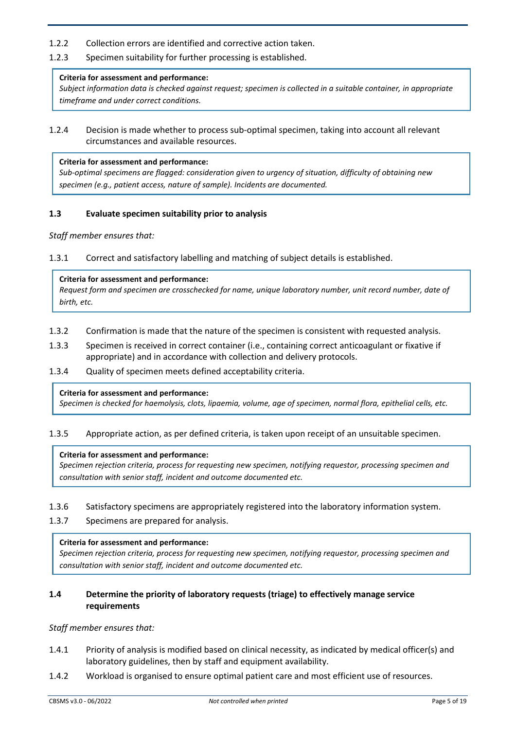1.2.2 Collection errors are identified and corrective action taken.

1.2.3 Specimen suitability for further processing is established.

> **Criteria for assessment and performance:**
> *Subject information data is checked against request; specimen is collected in a suitable container, in appropriate timeframe and under correct conditions.*

1.2.4 Decision is made whether to process sub-optimal specimen, taking into account all relevant circumstances and available resources.

> **Criteria for assessment and performance:**
> *Sub-optimal specimens are flagged: consideration given to urgency of situation, difficulty of obtaining new specimen (e.g., patient access, nature of sample). Incidents are documented.*

### 1.3 Evaluate specimen suitability prior to analysis

*Staff member ensures that:*

1.3.1 Correct and satisfactory labelling and matching of subject details is established.

> **Criteria for assessment and performance:**
> *Request form and specimen are crosschecked for name, unique laboratory number, unit record number, date of birth, etc.*

1.3.2 Confirmation is made that the nature of the specimen is consistent with requested analysis.

1.3.3 Specimen is received in correct container (i.e., containing correct anticoagulant or fixative if appropriate) and in accordance with collection and delivery protocols.

1.3.4 Quality of specimen meets defined acceptability criteria.

> **Criteria for assessment and performance:**
> *Specimen is checked for haemolysis, clots, lipaemia, volume, age of specimen, normal flora, epithelial cells, etc.*

1.3.5 Appropriate action, as per defined criteria, is taken upon receipt of an unsuitable specimen.

> **Criteria for assessment and performance:**
> *Specimen rejection criteria, process for requesting new specimen, notifying requestor, processing specimen and consultation with senior staff, incident and outcome documented etc.*

1.3.6 Satisfactory specimens are appropriately registered into the laboratory information system.

1.3.7 Specimens are prepared for analysis.

> **Criteria for assessment and performance:**
> *Specimen rejection criteria, process for requesting new specimen, notifying requestor, processing specimen and consultation with senior staff, incident and outcome documented etc.*

### 1.4 Determine the priority of laboratory requests (triage) to effectively manage service requirements

*Staff member ensures that:*

1.4.1 Priority of analysis is modified based on clinical necessity, as indicated by medical officer(s) and laboratory guidelines, then by staff and equipment availability.

1.4.2 Workload is organised to ensure optimal patient care and most efficient use of resources.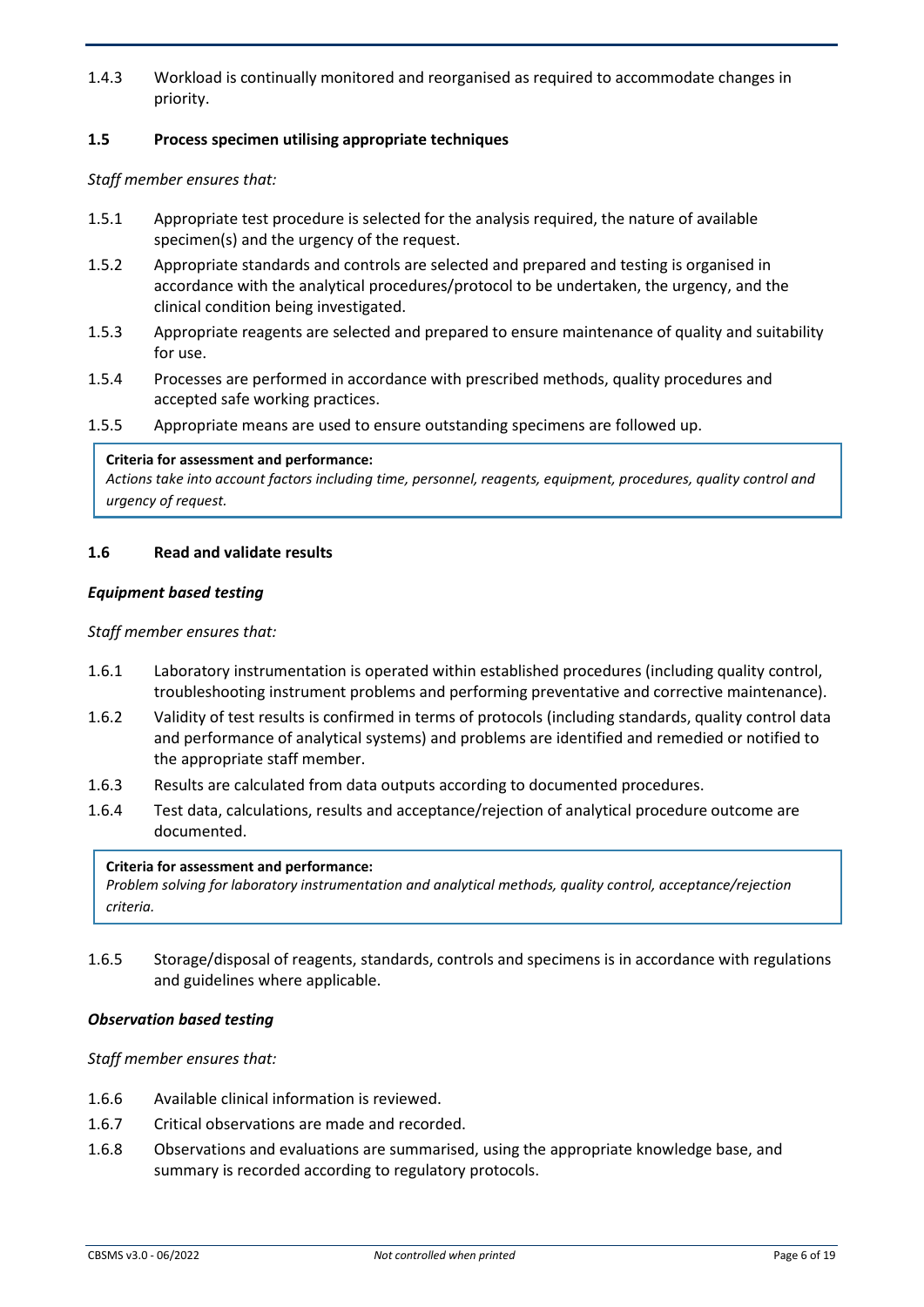1.4.3 Workload is continually monitored and reorganised as required to accommodate changes in priority.

### 1.5 Process specimen utilising appropriate techniques

*Staff member ensures that:*

1.5.1 Appropriate test procedure is selected for the analysis required, the nature of available specimen(s) and the urgency of the request.

1.5.2 Appropriate standards and controls are selected and prepared and testing is organised in accordance with the analytical procedures/protocol to be undertaken, the urgency, and the clinical condition being investigated.

1.5.3 Appropriate reagents are selected and prepared to ensure maintenance of quality and suitability for use.

1.5.4 Processes are performed in accordance with prescribed methods, quality procedures and accepted safe working practices.

1.5.5 Appropriate means are used to ensure outstanding specimens are followed up.

> **Criteria for assessment and performance:**
> *Actions take into account factors including time, personnel, reagents, equipment, procedures, quality control and urgency of request.*

### 1.6 Read and validate results

***Equipment based testing***

*Staff member ensures that:*

1.6.1 Laboratory instrumentation is operated within established procedures (including quality control, troubleshooting instrument problems and performing preventative and corrective maintenance).

1.6.2 Validity of test results is confirmed in terms of protocols (including standards, quality control data and performance of analytical systems) and problems are identified and remedied or notified to the appropriate staff member.

1.6.3 Results are calculated from data outputs according to documented procedures.

1.6.4 Test data, calculations, results and acceptance/rejection of analytical procedure outcome are documented.

> **Criteria for assessment and performance:**
> *Problem solving for laboratory instrumentation and analytical methods, quality control, acceptance/rejection criteria.*

1.6.5 Storage/disposal of reagents, standards, controls and specimens is in accordance with regulations and guidelines where applicable.

***Observation based testing***

*Staff member ensures that:*

1.6.6 Available clinical information is reviewed.

1.6.7 Critical observations are made and recorded.

1.6.8 Observations and evaluations are summarised, using the appropriate knowledge base, and summary is recorded according to regulatory protocols.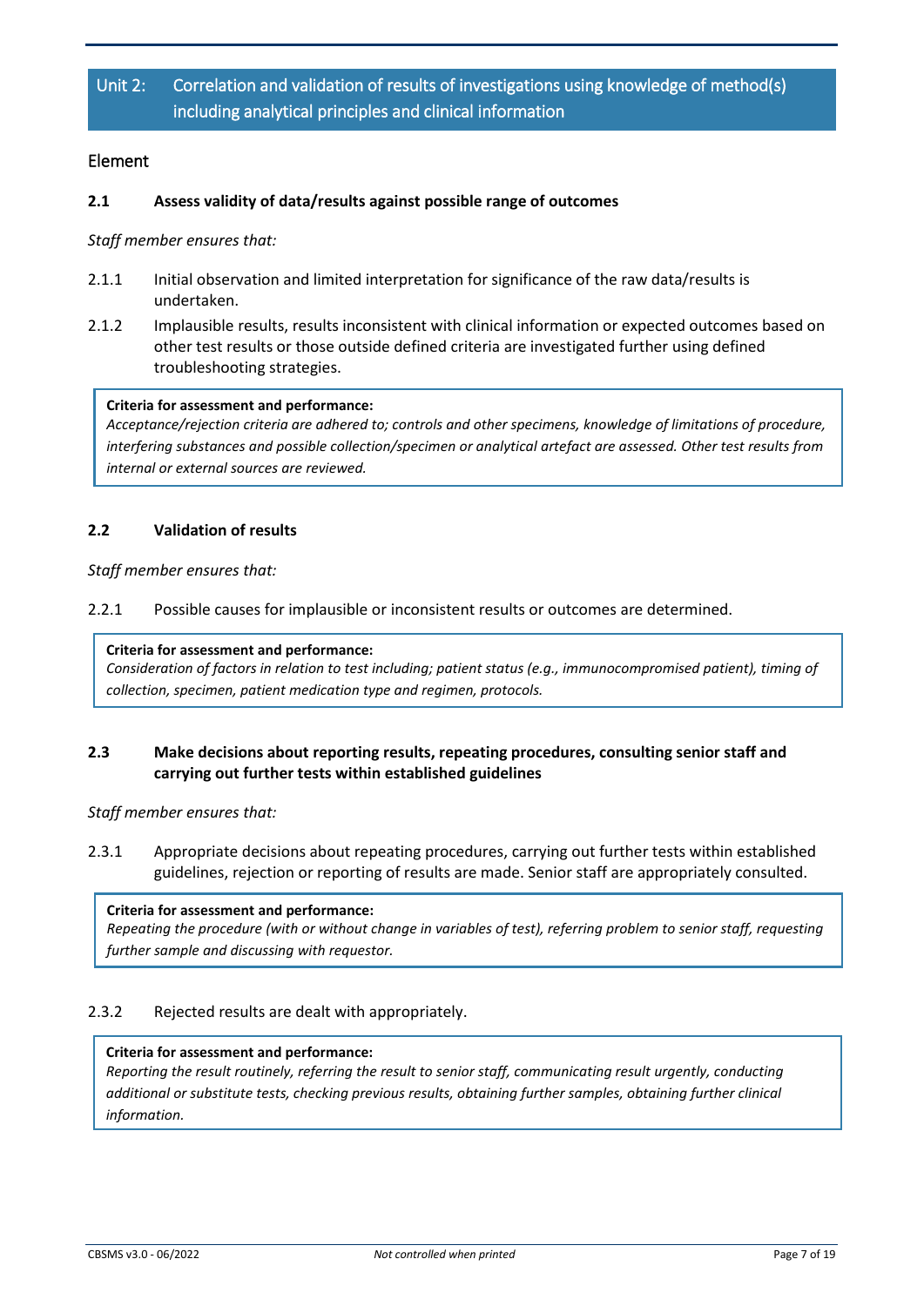## Unit 2: Correlation and validation of results of investigations using knowledge of method(s) including analytical principles and clinical information

### Element

#### 2.1 Assess validity of data/results against possible range of outcomes

*Staff member ensures that:*

2.1.1 Initial observation and limited interpretation for significance of the raw data/results is undertaken.

2.1.2 Implausible results, results inconsistent with clinical information or expected outcomes based on other test results or those outside defined criteria are investigated further using defined troubleshooting strategies.

> **Criteria for assessment and performance:**
> *Acceptance/rejection criteria are adhered to; controls and other specimens, knowledge of limitations of procedure, interfering substances and possible collection/specimen or analytical artefact are assessed. Other test results from internal or external sources are reviewed.*

#### 2.2 Validation of results

*Staff member ensures that:*

2.2.1 Possible causes for implausible or inconsistent results or outcomes are determined.

> **Criteria for assessment and performance:**
> *Consideration of factors in relation to test including; patient status (e.g., immunocompromised patient), timing of collection, specimen, patient medication type and regimen, protocols.*

#### 2.3 Make decisions about reporting results, repeating procedures, consulting senior staff and carrying out further tests within established guidelines

*Staff member ensures that:*

2.3.1 Appropriate decisions about repeating procedures, carrying out further tests within established guidelines, rejection or reporting of results are made. Senior staff are appropriately consulted.

> **Criteria for assessment and performance:**
> *Repeating the procedure (with or without change in variables of test), referring problem to senior staff, requesting further sample and discussing with requestor.*

2.3.2 Rejected results are dealt with appropriately.

> **Criteria for assessment and performance:**
> *Reporting the result routinely, referring the result to senior staff, communicating result urgently, conducting additional or substitute tests, checking previous results, obtaining further samples, obtaining further clinical information.*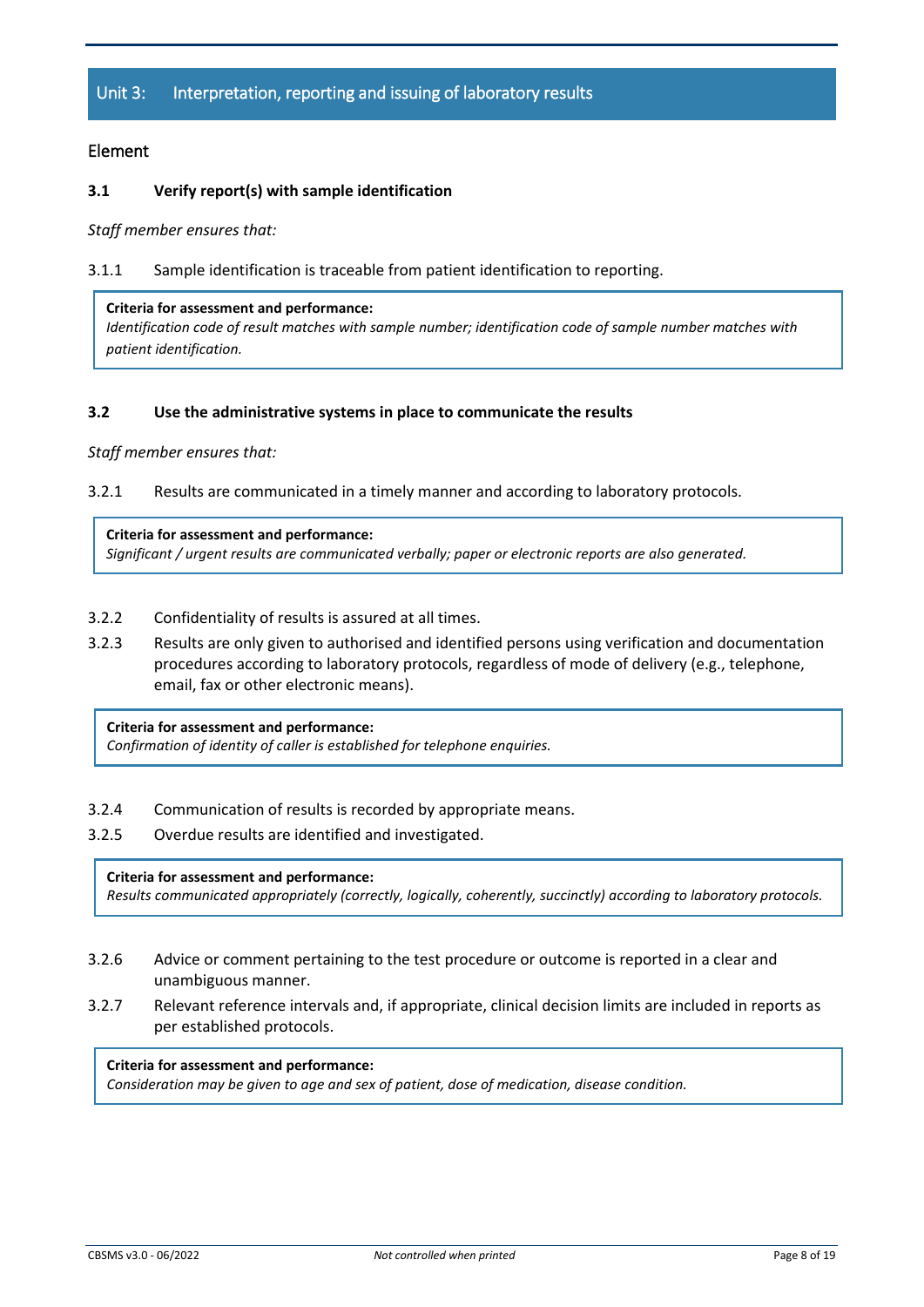## Unit 3: Interpretation, reporting and issuing of laboratory results

### Element

#### 3.1 Verify report(s) with sample identification

*Staff member ensures that:*

3.1.1 Sample identification is traceable from patient identification to reporting.

> **Criteria for assessment and performance:**
> *Identification code of result matches with sample number; identification code of sample number matches with patient identification.*

#### 3.2 Use the administrative systems in place to communicate the results

*Staff member ensures that:*

3.2.1 Results are communicated in a timely manner and according to laboratory protocols.

> **Criteria for assessment and performance:**
> *Significant / urgent results are communicated verbally; paper or electronic reports are also generated.*

3.2.2 Confidentiality of results is assured at all times.

3.2.3 Results are only given to authorised and identified persons using verification and documentation procedures according to laboratory protocols, regardless of mode of delivery (e.g., telephone, email, fax or other electronic means).

> **Criteria for assessment and performance:**
> *Confirmation of identity of caller is established for telephone enquiries.*

3.2.4 Communication of results is recorded by appropriate means.

3.2.5 Overdue results are identified and investigated.

> **Criteria for assessment and performance:**
> *Results communicated appropriately (correctly, logically, coherently, succinctly) according to laboratory protocols.*

3.2.6 Advice or comment pertaining to the test procedure or outcome is reported in a clear and unambiguous manner.

3.2.7 Relevant reference intervals and, if appropriate, clinical decision limits are included in reports as per established protocols.

> **Criteria for assessment and performance:**
> *Consideration may be given to age and sex of patient, dose of medication, disease condition.*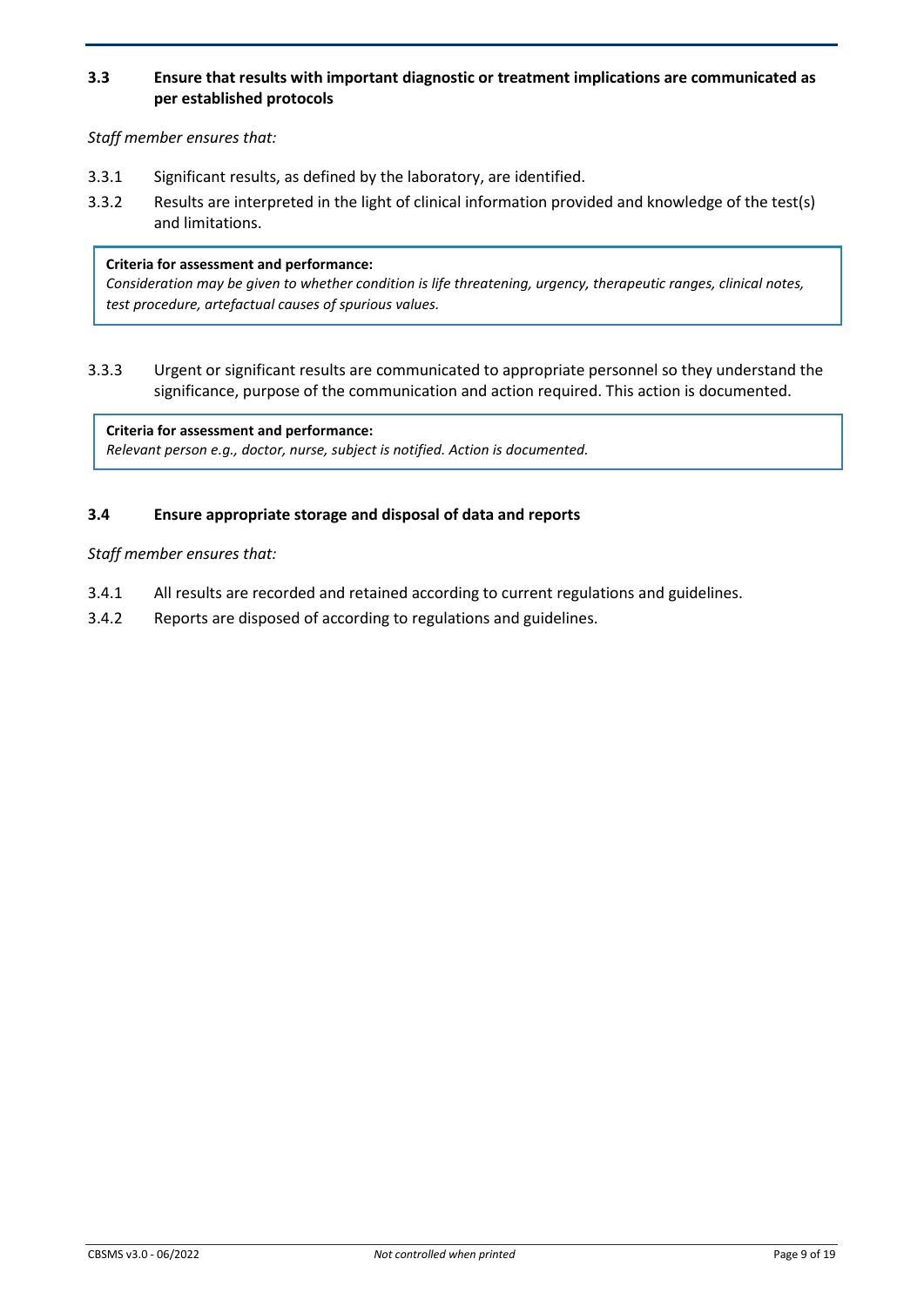### 3.3 Ensure that results with important diagnostic or treatment implications are communicated as per established protocols

*Staff member ensures that:*

3.3.1 Significant results, as defined by the laboratory, are identified.

3.3.2 Results are interpreted in the light of clinical information provided and knowledge of the test(s) and limitations.

> **Criteria for assessment and performance:**
> *Consideration may be given to whether condition is life threatening, urgency, therapeutic ranges, clinical notes, test procedure, artefactual causes of spurious values.*

3.3.3 Urgent or significant results are communicated to appropriate personnel so they understand the significance, purpose of the communication and action required. This action is documented.

> **Criteria for assessment and performance:**
> *Relevant person e.g., doctor, nurse, subject is notified. Action is documented.*

### 3.4 Ensure appropriate storage and disposal of data and reports

*Staff member ensures that:*

3.4.1 All results are recorded and retained according to current regulations and guidelines.

3.4.2 Reports are disposed of according to regulations and guidelines.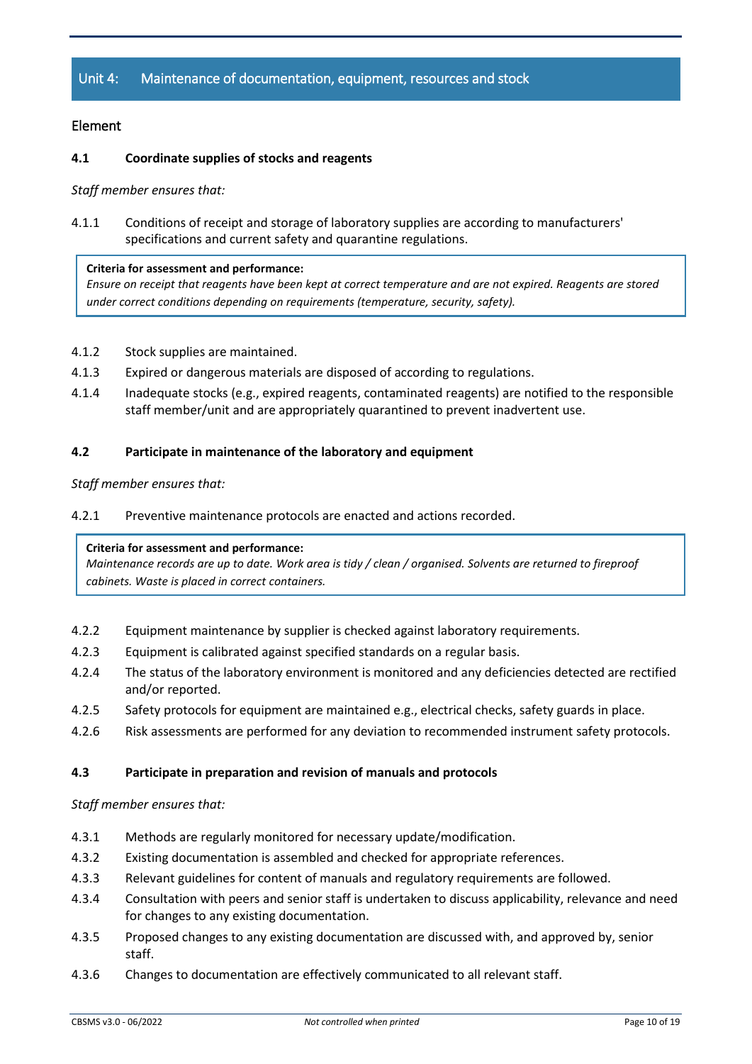## Unit 4: Maintenance of documentation, equipment, resources and stock

### Element

#### 4.1 Coordinate supplies of stocks and reagents

*Staff member ensures that:*

4.1.1 Conditions of receipt and storage of laboratory supplies are according to manufacturers' specifications and current safety and quarantine regulations.

> **Criteria for assessment and performance:**
> *Ensure on receipt that reagents have been kept at correct temperature and are not expired. Reagents are stored under correct conditions depending on requirements (temperature, security, safety).*

4.1.2 Stock supplies are maintained.

4.1.3 Expired or dangerous materials are disposed of according to regulations.

4.1.4 Inadequate stocks (e.g., expired reagents, contaminated reagents) are notified to the responsible staff member/unit and are appropriately quarantined to prevent inadvertent use.

#### 4.2 Participate in maintenance of the laboratory and equipment

*Staff member ensures that:*

4.2.1 Preventive maintenance protocols are enacted and actions recorded.

> **Criteria for assessment and performance:**
> *Maintenance records are up to date. Work area is tidy / clean / organised. Solvents are returned to fireproof cabinets. Waste is placed in correct containers.*

4.2.2 Equipment maintenance by supplier is checked against laboratory requirements.

4.2.3 Equipment is calibrated against specified standards on a regular basis.

4.2.4 The status of the laboratory environment is monitored and any deficiencies detected are rectified and/or reported.

4.2.5 Safety protocols for equipment are maintained e.g., electrical checks, safety guards in place.

4.2.6 Risk assessments are performed for any deviation to recommended instrument safety protocols.

#### 4.3 Participate in preparation and revision of manuals and protocols

*Staff member ensures that:*

4.3.1 Methods are regularly monitored for necessary update/modification.

4.3.2 Existing documentation is assembled and checked for appropriate references.

4.3.3 Relevant guidelines for content of manuals and regulatory requirements are followed.

4.3.4 Consultation with peers and senior staff is undertaken to discuss applicability, relevance and need for changes to any existing documentation.

4.3.5 Proposed changes to any existing documentation are discussed with, and approved by, senior staff.

4.3.6 Changes to documentation are effectively communicated to all relevant staff.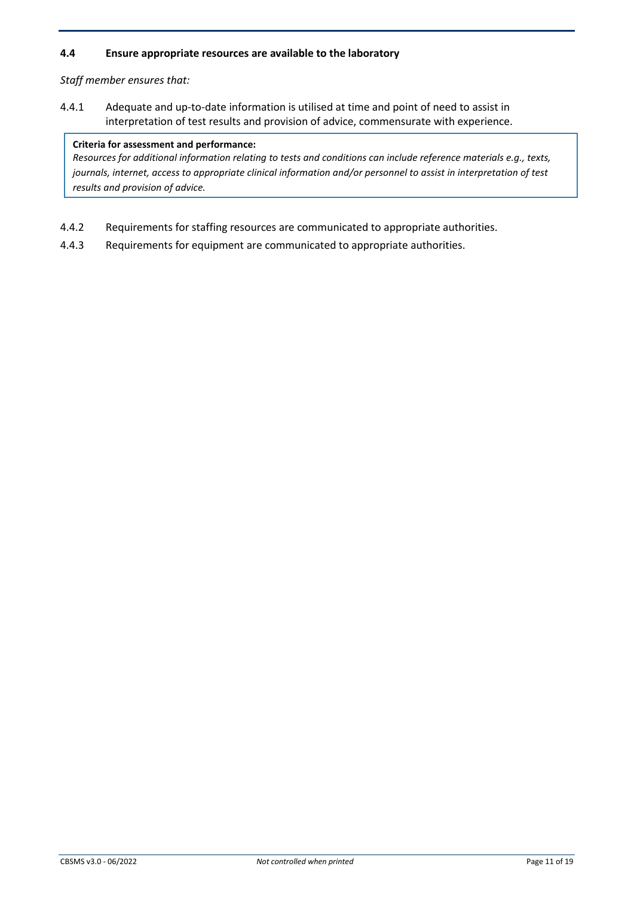### 4.4 Ensure appropriate resources are available to the laboratory

*Staff member ensures that:*

4.4.1 Adequate and up-to-date information is utilised at time and point of need to assist in interpretation of test results and provision of advice, commensurate with experience.

> **Criteria for assessment and performance:**
> *Resources for additional information relating to tests and conditions can include reference materials e.g., texts, journals, internet, access to appropriate clinical information and/or personnel to assist in interpretation of test results and provision of advice.*

4.4.2 Requirements for staffing resources are communicated to appropriate authorities.

4.4.3 Requirements for equipment are communicated to appropriate authorities.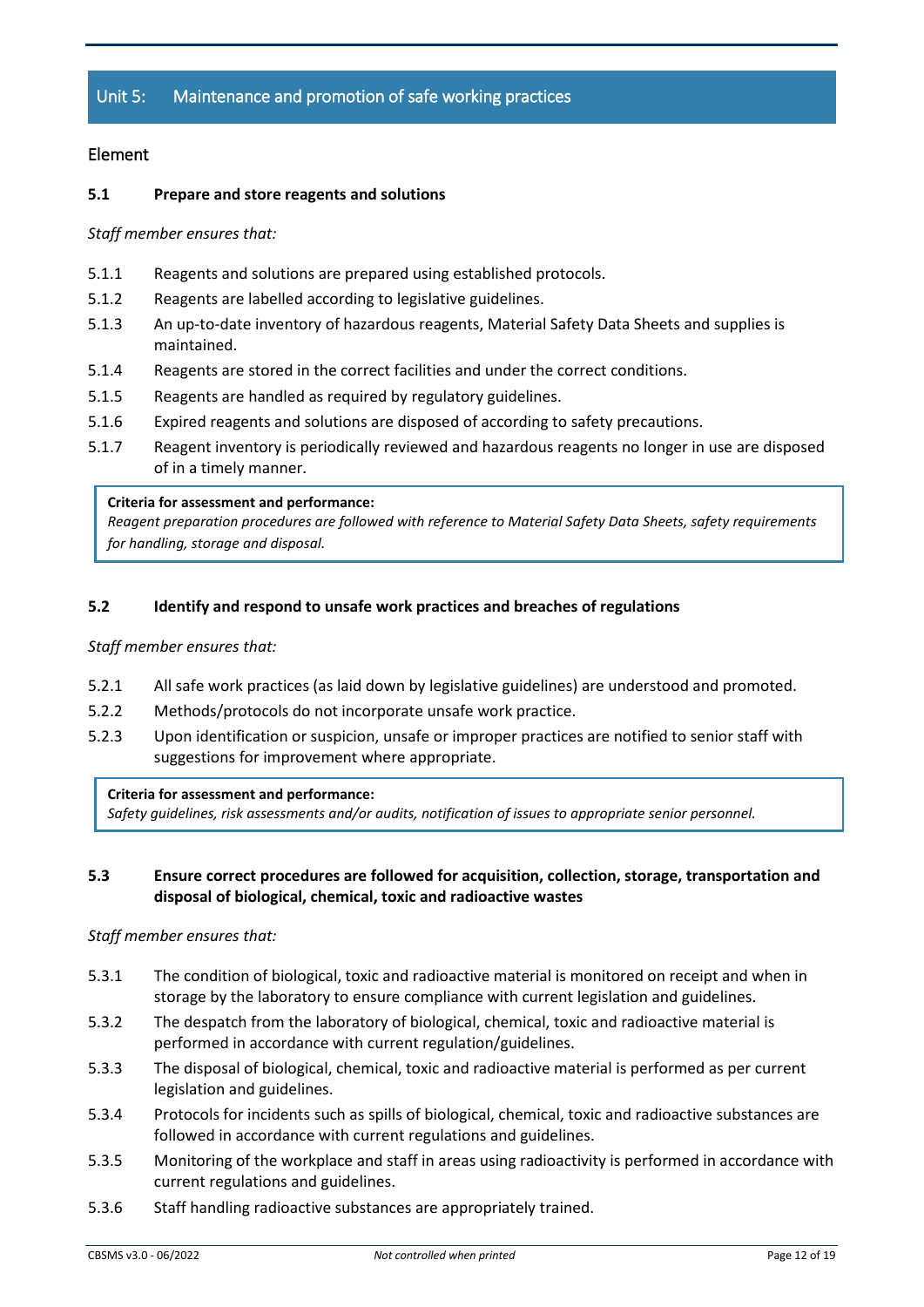## Unit 5: Maintenance and promotion of safe working practices

### Element

#### 5.1 Prepare and store reagents and solutions

*Staff member ensures that:*

- 5.1.1 Reagents and solutions are prepared using established protocols.
- 5.1.2 Reagents are labelled according to legislative guidelines.
- 5.1.3 An up-to-date inventory of hazardous reagents, Material Safety Data Sheets and supplies is maintained.
- 5.1.4 Reagents are stored in the correct facilities and under the correct conditions.
- 5.1.5 Reagents are handled as required by regulatory guidelines.
- 5.1.6 Expired reagents and solutions are disposed of according to safety precautions.
- 5.1.7 Reagent inventory is periodically reviewed and hazardous reagents no longer in use are disposed of in a timely manner.

> **Criteria for assessment and performance:**
> *Reagent preparation procedures are followed with reference to Material Safety Data Sheets, safety requirements for handling, storage and disposal.*

#### 5.2 Identify and respond to unsafe work practices and breaches of regulations

*Staff member ensures that:*

- 5.2.1 All safe work practices (as laid down by legislative guidelines) are understood and promoted.
- 5.2.2 Methods/protocols do not incorporate unsafe work practice.
- 5.2.3 Upon identification or suspicion, unsafe or improper practices are notified to senior staff with suggestions for improvement where appropriate.

> **Criteria for assessment and performance:**
> *Safety guidelines, risk assessments and/or audits, notification of issues to appropriate senior personnel.*

#### 5.3 Ensure correct procedures are followed for acquisition, collection, storage, transportation and disposal of biological, chemical, toxic and radioactive wastes

*Staff member ensures that:*

- 5.3.1 The condition of biological, toxic and radioactive material is monitored on receipt and when in storage by the laboratory to ensure compliance with current legislation and guidelines.
- 5.3.2 The despatch from the laboratory of biological, chemical, toxic and radioactive material is performed in accordance with current regulation/guidelines.
- 5.3.3 The disposal of biological, chemical, toxic and radioactive material is performed as per current legislation and guidelines.
- 5.3.4 Protocols for incidents such as spills of biological, chemical, toxic and radioactive substances are followed in accordance with current regulations and guidelines.
- 5.3.5 Monitoring of the workplace and staff in areas using radioactivity is performed in accordance with current regulations and guidelines.
- 5.3.6 Staff handling radioactive substances are appropriately trained.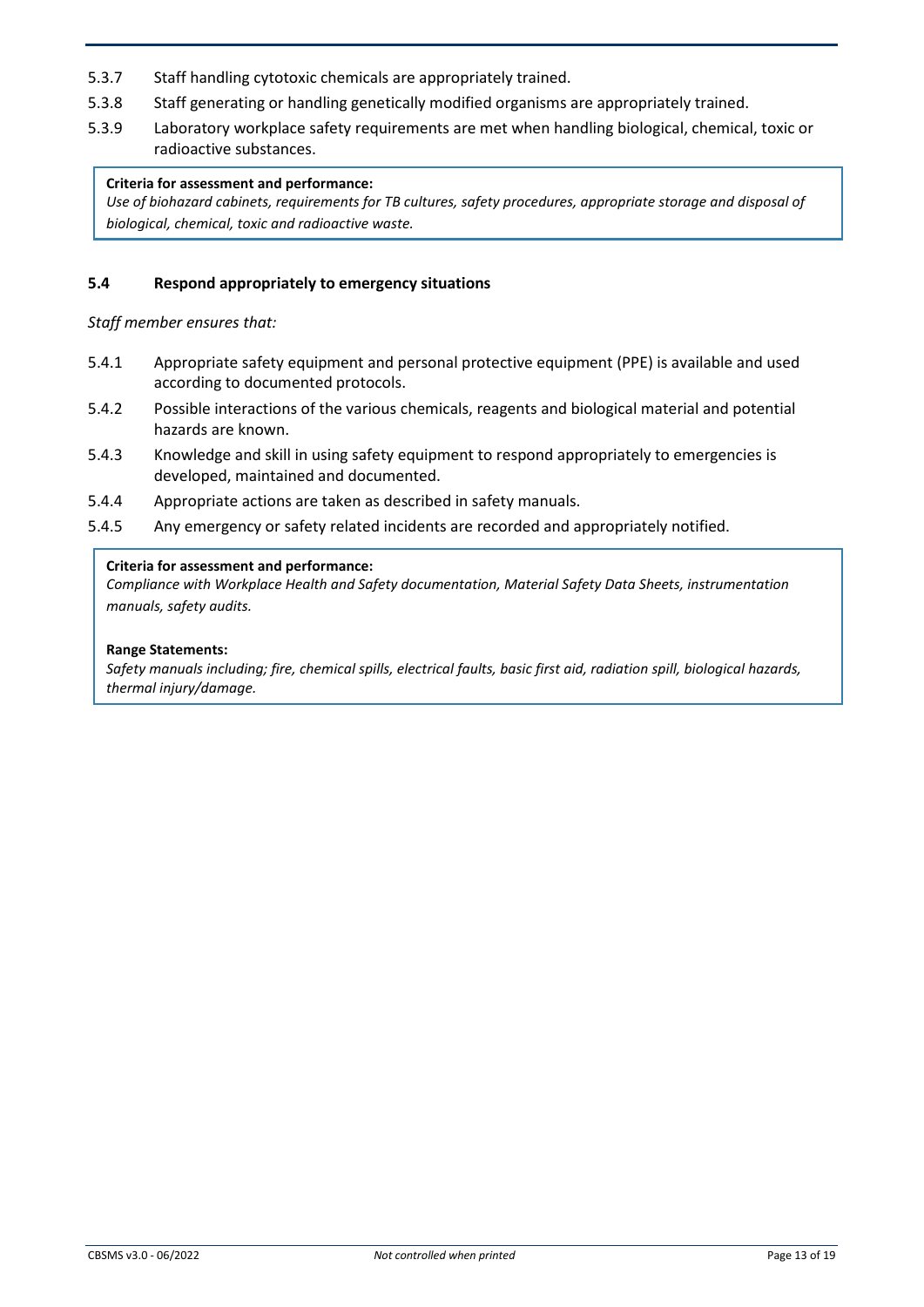5.3.7 Staff handling cytotoxic chemicals are appropriately trained.

5.3.8 Staff generating or handling genetically modified organisms are appropriately trained.

5.3.9 Laboratory workplace safety requirements are met when handling biological, chemical, toxic or radioactive substances.

> **Criteria for assessment and performance:**
> *Use of biohazard cabinets, requirements for TB cultures, safety procedures, appropriate storage and disposal of biological, chemical, toxic and radioactive waste.*

### 5.4 Respond appropriately to emergency situations

*Staff member ensures that:*

5.4.1 Appropriate safety equipment and personal protective equipment (PPE) is available and used according to documented protocols.

5.4.2 Possible interactions of the various chemicals, reagents and biological material and potential hazards are known.

5.4.3 Knowledge and skill in using safety equipment to respond appropriately to emergencies is developed, maintained and documented.

5.4.4 Appropriate actions are taken as described in safety manuals.

5.4.5 Any emergency or safety related incidents are recorded and appropriately notified.

> **Criteria for assessment and performance:**
> *Compliance with Workplace Health and Safety documentation, Material Safety Data Sheets, instrumentation manuals, safety audits.*
>
> **Range Statements:**
> *Safety manuals including; fire, chemical spills, electrical faults, basic first aid, radiation spill, biological hazards, thermal injury/damage.*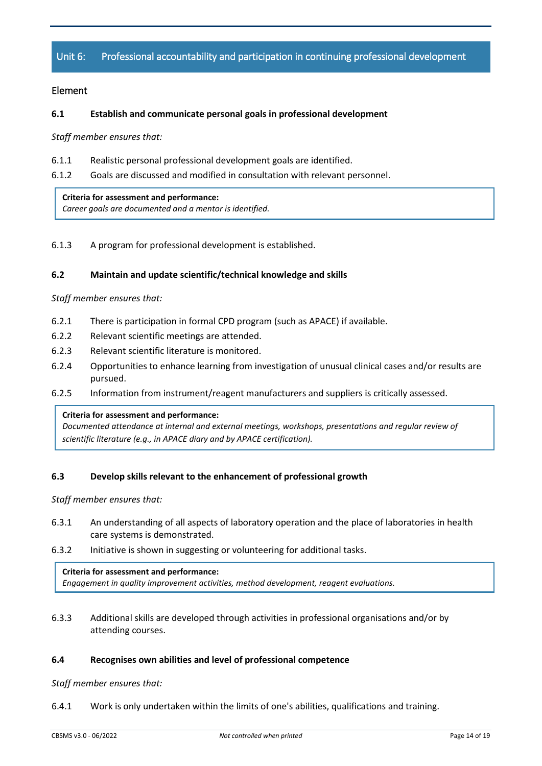## Unit 6: Professional accountability and participation in continuing professional development

### Element

#### 6.1 Establish and communicate personal goals in professional development

*Staff member ensures that:*

6.1.1 Realistic personal professional development goals are identified.

6.1.2 Goals are discussed and modified in consultation with relevant personnel.

> **Criteria for assessment and performance:**
> *Career goals are documented and a mentor is identified.*

6.1.3 A program for professional development is established.

#### 6.2 Maintain and update scientific/technical knowledge and skills

*Staff member ensures that:*

6.2.1 There is participation in formal CPD program (such as APACE) if available.

6.2.2 Relevant scientific meetings are attended.

6.2.3 Relevant scientific literature is monitored.

6.2.4 Opportunities to enhance learning from investigation of unusual clinical cases and/or results are pursued.

6.2.5 Information from instrument/reagent manufacturers and suppliers is critically assessed.

> **Criteria for assessment and performance:**
> *Documented attendance at internal and external meetings, workshops, presentations and regular review of scientific literature (e.g., in APACE diary and by APACE certification).*

#### 6.3 Develop skills relevant to the enhancement of professional growth

*Staff member ensures that:*

6.3.1 An understanding of all aspects of laboratory operation and the place of laboratories in health care systems is demonstrated.

6.3.2 Initiative is shown in suggesting or volunteering for additional tasks.

> **Criteria for assessment and performance:**
> *Engagement in quality improvement activities, method development, reagent evaluations.*

6.3.3 Additional skills are developed through activities in professional organisations and/or by attending courses.

#### 6.4 Recognises own abilities and level of professional competence

*Staff member ensures that:*

6.4.1 Work is only undertaken within the limits of one's abilities, qualifications and training.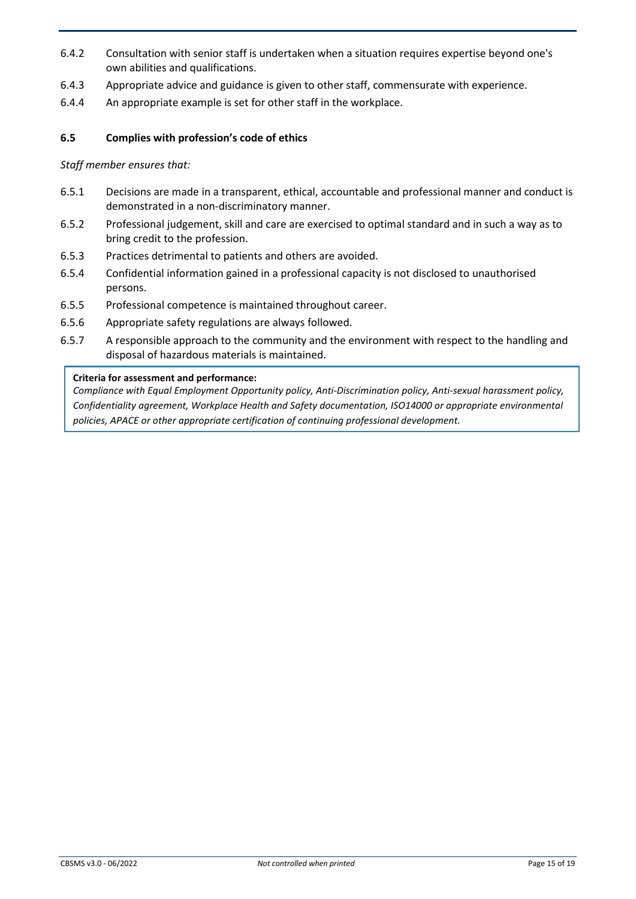6.4.2 Consultation with senior staff is undertaken when a situation requires expertise beyond one's own abilities and qualifications.

6.4.3 Appropriate advice and guidance is given to other staff, commensurate with experience.

6.4.4 An appropriate example is set for other staff in the workplace.

### 6.5 Complies with profession's code of ethics

*Staff member ensures that:*

6.5.1 Decisions are made in a transparent, ethical, accountable and professional manner and conduct is demonstrated in a non-discriminatory manner.

6.5.2 Professional judgement, skill and care are exercised to optimal standard and in such a way as to bring credit to the profession.

6.5.3 Practices detrimental to patients and others are avoided.

6.5.4 Confidential information gained in a professional capacity is not disclosed to unauthorised persons.

6.5.5 Professional competence is maintained throughout career.

6.5.6 Appropriate safety regulations are always followed.

6.5.7 A responsible approach to the community and the environment with respect to the handling and disposal of hazardous materials is maintained.

**Criteria for assessment and performance:**
*Compliance with Equal Employment Opportunity policy, Anti-Discrimination policy, Anti-sexual harassment policy, Confidentiality agreement, Workplace Health and Safety documentation, ISO14000 or appropriate environmental policies, APACE or other appropriate certification of continuing professional development.*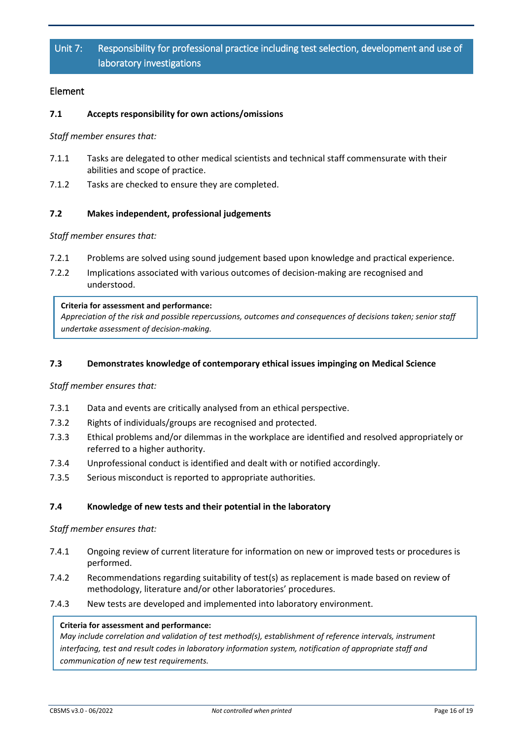## Unit 7: Responsibility for professional practice including test selection, development and use of laboratory investigations

### Element

#### 7.1 Accepts responsibility for own actions/omissions

*Staff member ensures that:*

7.1.1 Tasks are delegated to other medical scientists and technical staff commensurate with their abilities and scope of practice.

7.1.2 Tasks are checked to ensure they are completed.

#### 7.2 Makes independent, professional judgements

*Staff member ensures that:*

7.2.1 Problems are solved using sound judgement based upon knowledge and practical experience.

7.2.2 Implications associated with various outcomes of decision-making are recognised and understood.

> **Criteria for assessment and performance:**
> *Appreciation of the risk and possible repercussions, outcomes and consequences of decisions taken; senior staff undertake assessment of decision-making.*

#### 7.3 Demonstrates knowledge of contemporary ethical issues impinging on Medical Science

*Staff member ensures that:*

7.3.1 Data and events are critically analysed from an ethical perspective.

7.3.2 Rights of individuals/groups are recognised and protected.

7.3.3 Ethical problems and/or dilemmas in the workplace are identified and resolved appropriately or referred to a higher authority.

7.3.4 Unprofessional conduct is identified and dealt with or notified accordingly.

7.3.5 Serious misconduct is reported to appropriate authorities.

#### 7.4 Knowledge of new tests and their potential in the laboratory

*Staff member ensures that:*

7.4.1 Ongoing review of current literature for information on new or improved tests or procedures is performed.

7.4.2 Recommendations regarding suitability of test(s) as replacement is made based on review of methodology, literature and/or other laboratories' procedures.

7.4.3 New tests are developed and implemented into laboratory environment.

> **Criteria for assessment and performance:**
> *May include correlation and validation of test method(s), establishment of reference intervals, instrument interfacing, test and result codes in laboratory information system, notification of appropriate staff and communication of new test requirements.*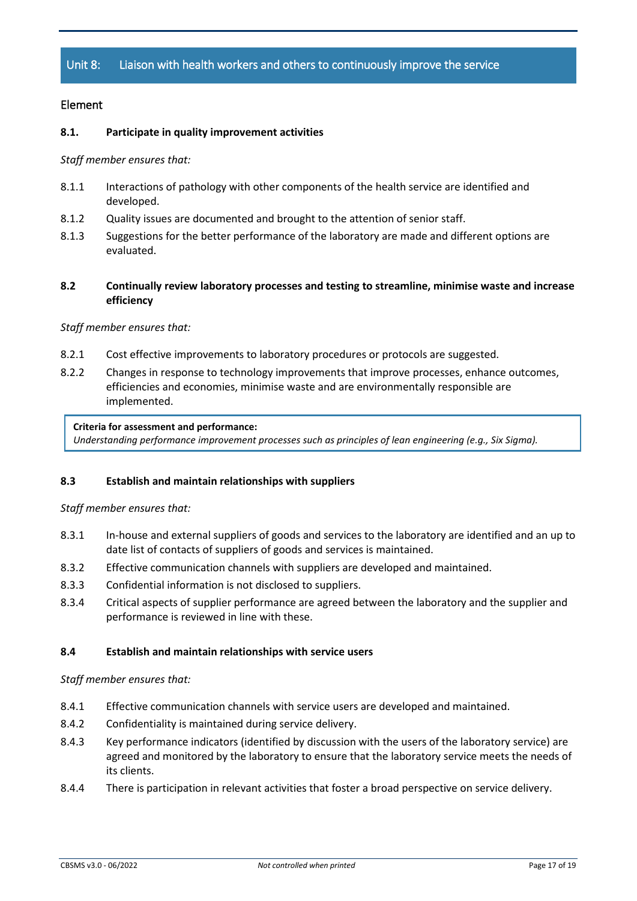## Unit 8: Liaison with health workers and others to continuously improve the service

### Element

**8.1. Participate in quality improvement activities**

*Staff member ensures that:*

- 8.1.1 Interactions of pathology with other components of the health service are identified and developed.
- 8.1.2 Quality issues are documented and brought to the attention of senior staff.
- 8.1.3 Suggestions for the better performance of the laboratory are made and different options are evaluated.

**8.2 Continually review laboratory processes and testing to streamline, minimise waste and increase efficiency**

*Staff member ensures that:*

- 8.2.1 Cost effective improvements to laboratory procedures or protocols are suggested.
- 8.2.2 Changes in response to technology improvements that improve processes, enhance outcomes, efficiencies and economies, minimise waste and are environmentally responsible are implemented.

> **Criteria for assessment and performance:**
> *Understanding performance improvement processes such as principles of lean engineering (e.g., Six Sigma).*

**8.3 Establish and maintain relationships with suppliers**

*Staff member ensures that:*

- 8.3.1 In-house and external suppliers of goods and services to the laboratory are identified and an up to date list of contacts of suppliers of goods and services is maintained.
- 8.3.2 Effective communication channels with suppliers are developed and maintained.
- 8.3.3 Confidential information is not disclosed to suppliers.
- 8.3.4 Critical aspects of supplier performance are agreed between the laboratory and the supplier and performance is reviewed in line with these.

**8.4 Establish and maintain relationships with service users**

*Staff member ensures that:*

- 8.4.1 Effective communication channels with service users are developed and maintained.
- 8.4.2 Confidentiality is maintained during service delivery.
- 8.4.3 Key performance indicators (identified by discussion with the users of the laboratory service) are agreed and monitored by the laboratory to ensure that the laboratory service meets the needs of its clients.
- 8.4.4 There is participation in relevant activities that foster a broad perspective on service delivery.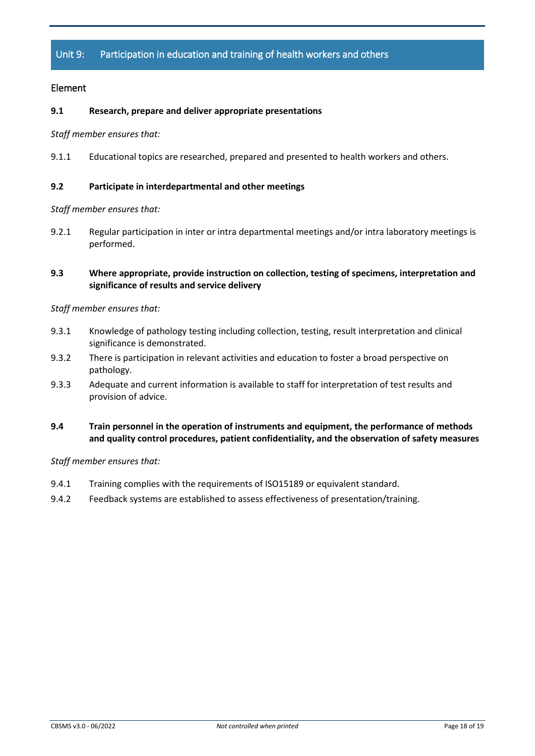## Unit 9: Participation in education and training of health workers and others

### Element

**9.1 Research, prepare and deliver appropriate presentations**

*Staff member ensures that:*

9.1.1 Educational topics are researched, prepared and presented to health workers and others.

**9.2 Participate in interdepartmental and other meetings**

*Staff member ensures that:*

9.2.1 Regular participation in inter or intra departmental meetings and/or intra laboratory meetings is performed.

**9.3 Where appropriate, provide instruction on collection, testing of specimens, interpretation and significance of results and service delivery**

*Staff member ensures that:*

9.3.1 Knowledge of pathology testing including collection, testing, result interpretation and clinical significance is demonstrated.

9.3.2 There is participation in relevant activities and education to foster a broad perspective on pathology.

9.3.3 Adequate and current information is available to staff for interpretation of test results and provision of advice.

**9.4 Train personnel in the operation of instruments and equipment, the performance of methods and quality control procedures, patient confidentiality, and the observation of safety measures**

*Staff member ensures that:*

9.4.1 Training complies with the requirements of ISO15189 or equivalent standard.

9.4.2 Feedback systems are established to assess effectiveness of presentation/training.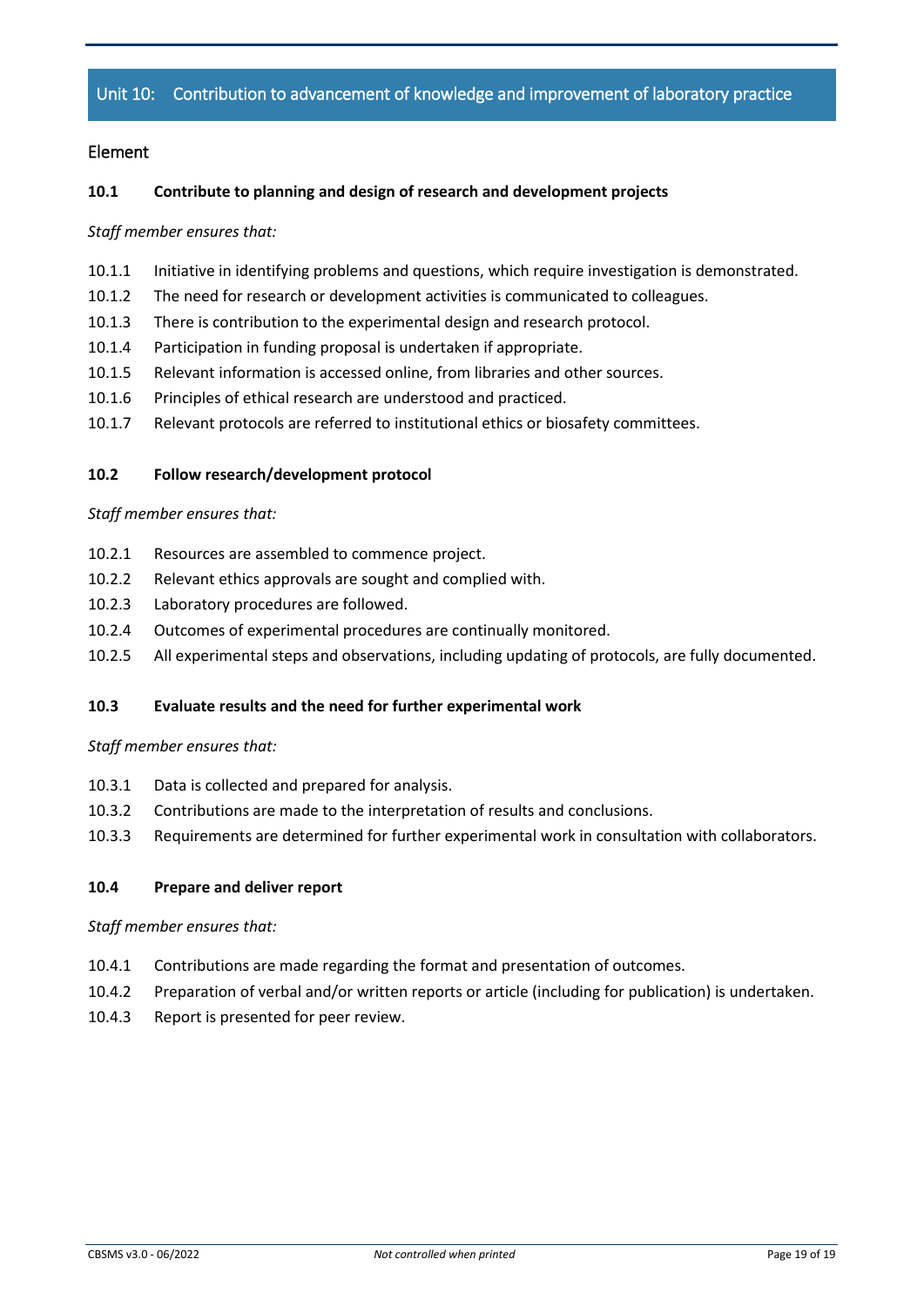## Unit 10: Contribution to advancement of knowledge and improvement of laboratory practice

### Element

#### 10.1 Contribute to planning and design of research and development projects

*Staff member ensures that:*

10.1.1 Initiative in identifying problems and questions, which require investigation is demonstrated.

10.1.2 The need for research or development activities is communicated to colleagues.

10.1.3 There is contribution to the experimental design and research protocol.

10.1.4 Participation in funding proposal is undertaken if appropriate.

10.1.5 Relevant information is accessed online, from libraries and other sources.

10.1.6 Principles of ethical research are understood and practiced.

10.1.7 Relevant protocols are referred to institutional ethics or biosafety committees.

#### 10.2 Follow research/development protocol

*Staff member ensures that:*

10.2.1 Resources are assembled to commence project.

10.2.2 Relevant ethics approvals are sought and complied with.

10.2.3 Laboratory procedures are followed.

10.2.4 Outcomes of experimental procedures are continually monitored.

10.2.5 All experimental steps and observations, including updating of protocols, are fully documented.

#### 10.3 Evaluate results and the need for further experimental work

*Staff member ensures that:*

10.3.1 Data is collected and prepared for analysis.

10.3.2 Contributions are made to the interpretation of results and conclusions.

10.3.3 Requirements are determined for further experimental work in consultation with collaborators.

#### 10.4 Prepare and deliver report

*Staff member ensures that:*

10.4.1 Contributions are made regarding the format and presentation of outcomes.

10.4.2 Preparation of verbal and/or written reports or article (including for publication) is undertaken.

10.4.3 Report is presented for peer review.